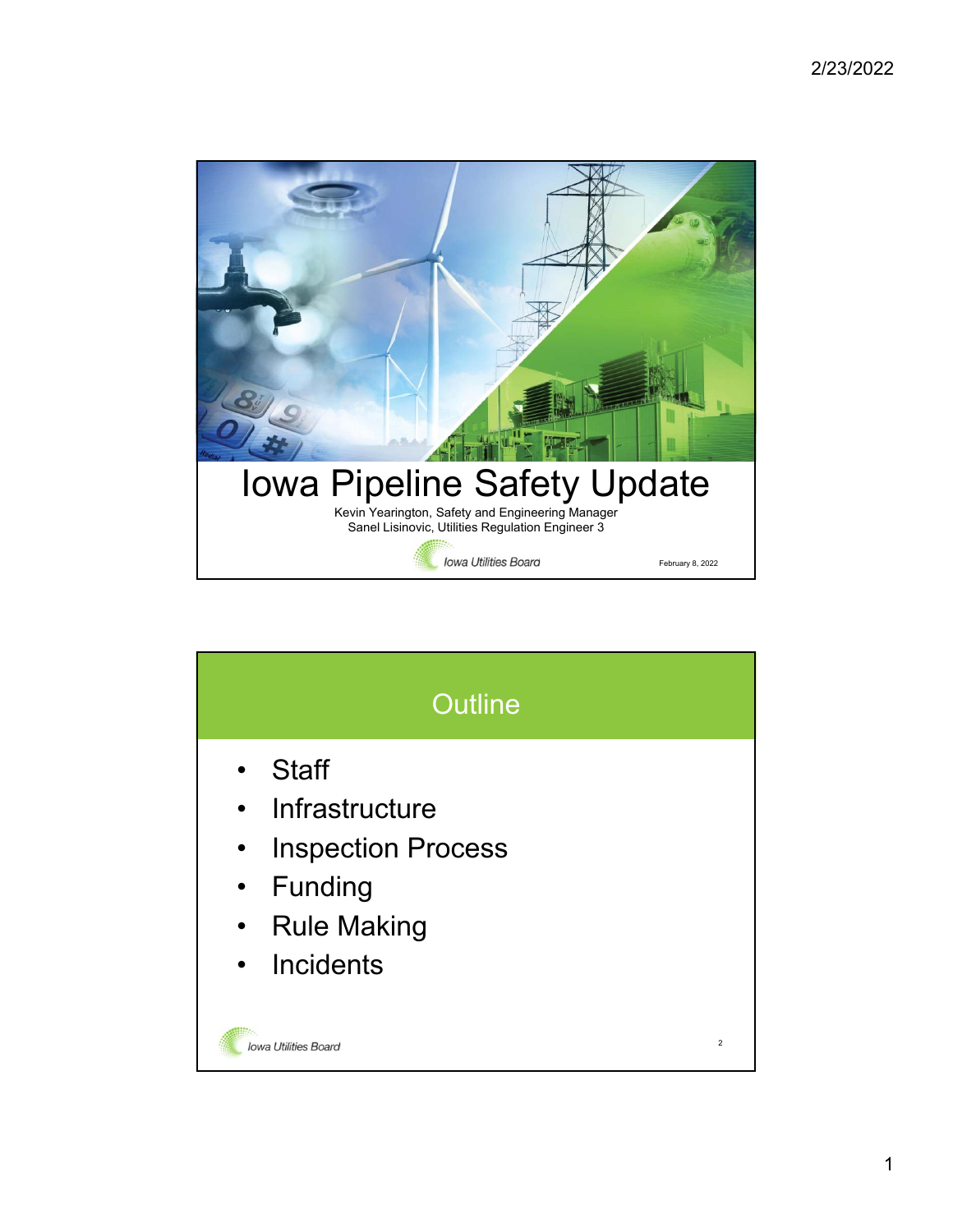# Iowa Pipeline Safety Update

Kevin Yearington, Safety and Engineering Manager
Sanel Lisinovic, Utilities Regulation Engineer 3

Iowa Utilities Board

February 8, 2022

## Outline

- Staff
- Infrastructure
- Inspection Process
- Funding
- Rule Making
- Incidents

Iowa Utilities Board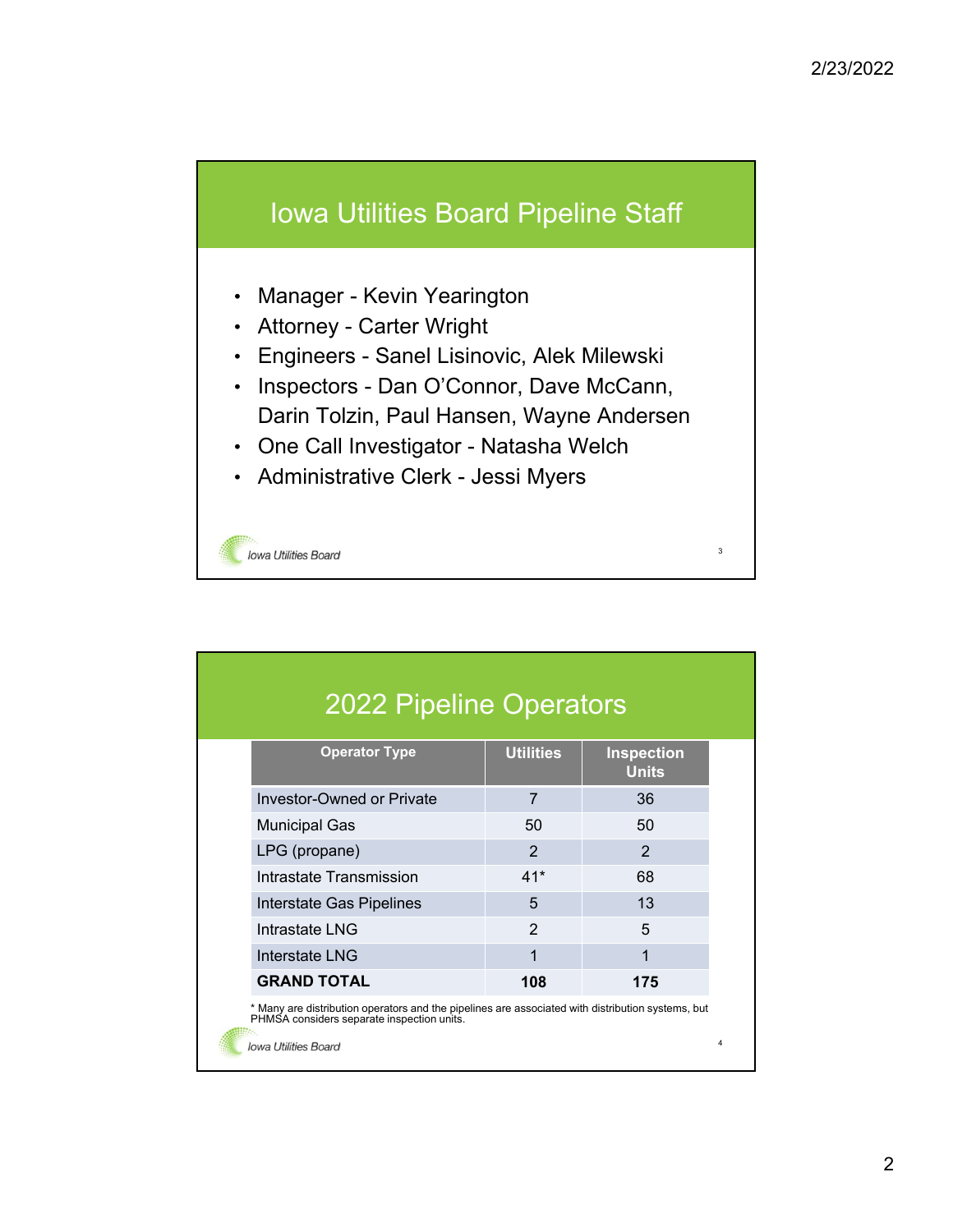## Iowa Utilities Board Pipeline Staff

- Manager - Kevin Yearington
- Attorney - Carter Wright
- Engineers - Sanel Lisinovic, Alek Milewski
- Inspectors - Dan O'Connor, Dave McCann, Darin Tolzin, Paul Hansen, Wayne Andersen
- One Call Investigator - Natasha Welch
- Administrative Clerk - Jessi Myers

## 2022 Pipeline Operators

| Operator Type | Utilities | Inspection Units |
|---|---|---|
| Investor-Owned or Private | 7 | 36 |
| Municipal Gas | 50 | 50 |
| LPG (propane) | 2 | 2 |
| Intrastate Transmission | 41* | 68 |
| Interstate Gas Pipelines | 5 | 13 |
| Intrastate LNG | 2 | 5 |
| Interstate LNG | 1 | 1 |
| **GRAND TOTAL** | **108** | **175** |

* Many are distribution operators and the pipelines are associated with distribution systems, but PHMSA considers separate inspection units.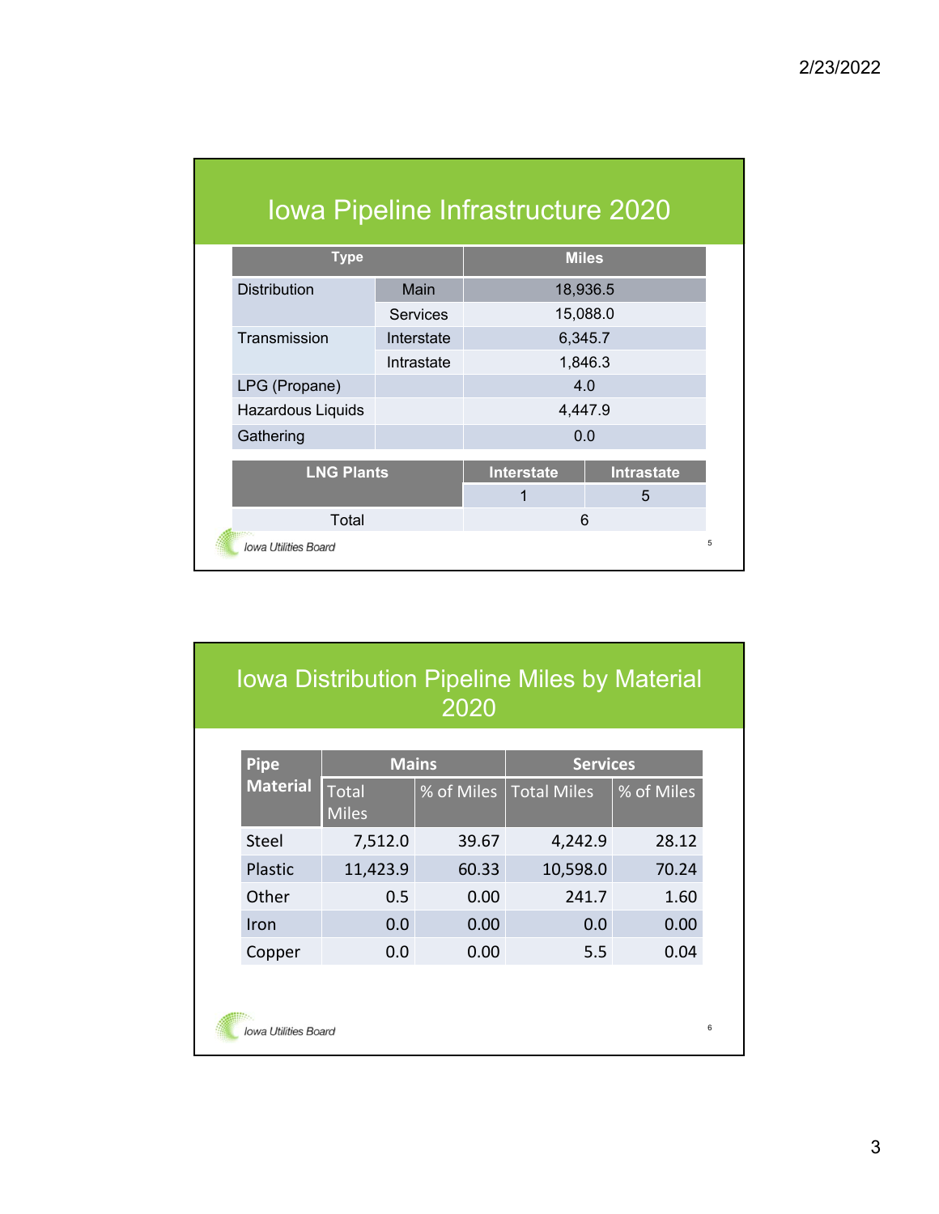# Iowa Pipeline Infrastructure 2020

| Type | | Miles |
|---|---|---|
| Distribution | Main | 18,936.5 |
| | Services | 15,088.0 |
| Transmission | Interstate | 6,345.7 |
| | Intrastate | 1,846.3 |
| LPG (Propane) | | 4.0 |
| Hazardous Liquids | | 4,447.9 |
| Gathering | | 0.0 |

| LNG Plants | Interstate | Intrastate |
|---|---|---|
| | 1 | 5 |
| Total | 6 | |

Iowa Utilities Board

# Iowa Distribution Pipeline Miles by Material 2020

| Pipe Material | Mains | | Services | |
|---|---|---|---|---|
| | Total Miles | % of Miles | Total Miles | % of Miles |
| Steel | 7,512.0 | 39.67 | 4,242.9 | 28.12 |
| Plastic | 11,423.9 | 60.33 | 10,598.0 | 70.24 |
| Other | 0.5 | 0.00 | 241.7 | 1.60 |
| Iron | 0.0 | 0.00 | 0.0 | 0.00 |
| Copper | 0.0 | 0.00 | 5.5 | 0.04 |

Iowa Utilities Board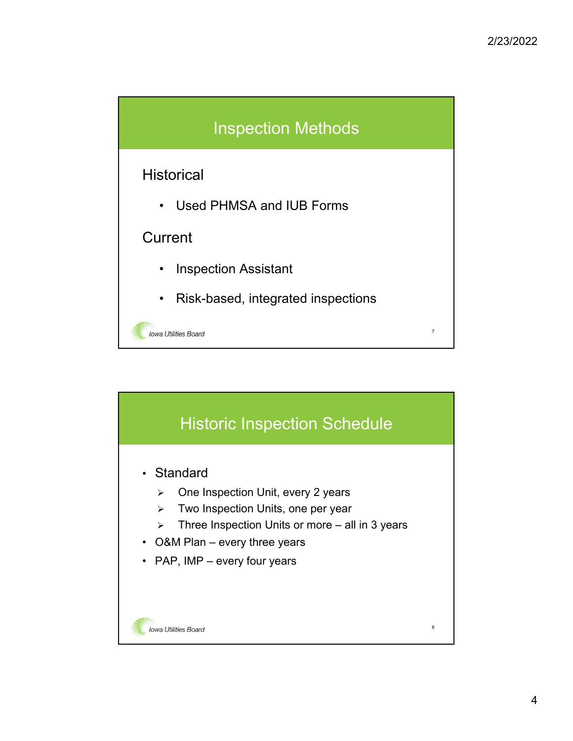## Inspection Methods

### Historical

- Used PHMSA and IUB Forms

### Current

- Inspection Assistant
- Risk-based, integrated inspections

## Historic Inspection Schedule

- Standard
  - One Inspection Unit, every 2 years
  - Two Inspection Units, one per year
  - Three Inspection Units or more – all in 3 years
- O&M Plan – every three years
- PAP, IMP – every four years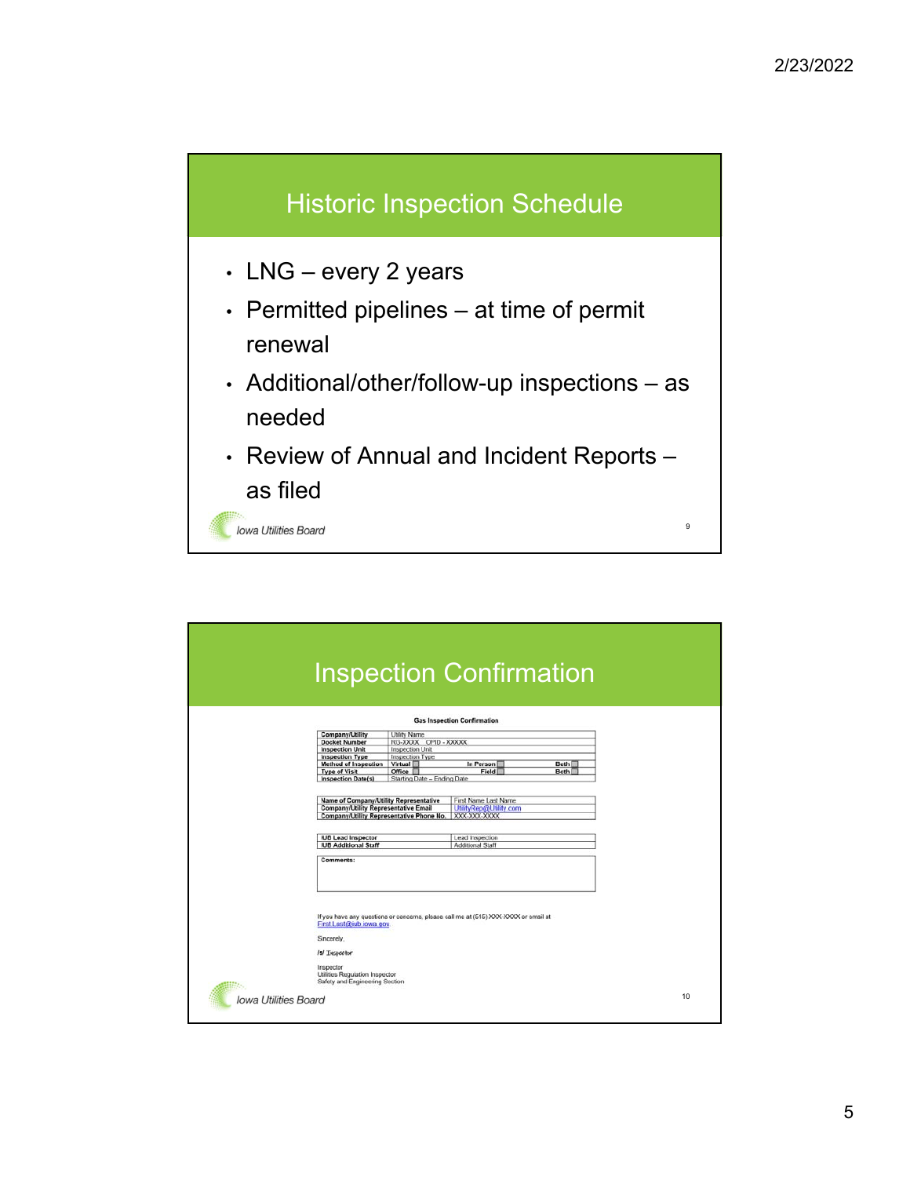## Historic Inspection Schedule

- LNG – every 2 years
- Permitted pipelines – at time of permit renewal
- Additional/other/follow-up inspections – as needed
- Review of Annual and Incident Reports – as filed

Iowa Utilities Board

## Inspection Confirmation

**Gas Inspection Confirmation**

| | | | | | | |
|---|---|---|---|---|---|---|
| **Company/Utility** | Utility Name | | | | | |
| **Docket Number** | RG-XXXX CPID - XXXXX | | | | | |
| **Inspection Unit** | Inspection Unit | | | | | |
| **Inspection Type** | Inspection Type | | | | | |
| **Method of Inspection** | Virtual | ☐ | In Person | ☐ | Both | ☐ |
| **Type of Visit** | Office | ☐ | Field | ☐ | Both | ☐ |
| **Inspection Date(s)** | Starting Date – Ending Date | | | | | |

| | |
|---|---|
| **Name of Company/Utility Representative** | First Name Last Name |
| **Company/Utility Representative Email** | UtilityRep@Utility.com |
| **Company/Utility Representative Phone No.** | XXX-XXX-XXXX |

| | |
|---|---|
| **IUB Lead Inspector** | Lead Inspection |
| **IUB Additional Staff** | Additional Staff |

| |
|---|
| **Comments:** |

If you have any questions or concerns, please call me at (515) XXX-XXXX or email at First.Last@iub.iowa.gov

Sincerely,

/s/ *Inspector*

Inspector
Utilities Regulation Inspector
Safety and Engineering Section

Iowa Utilities Board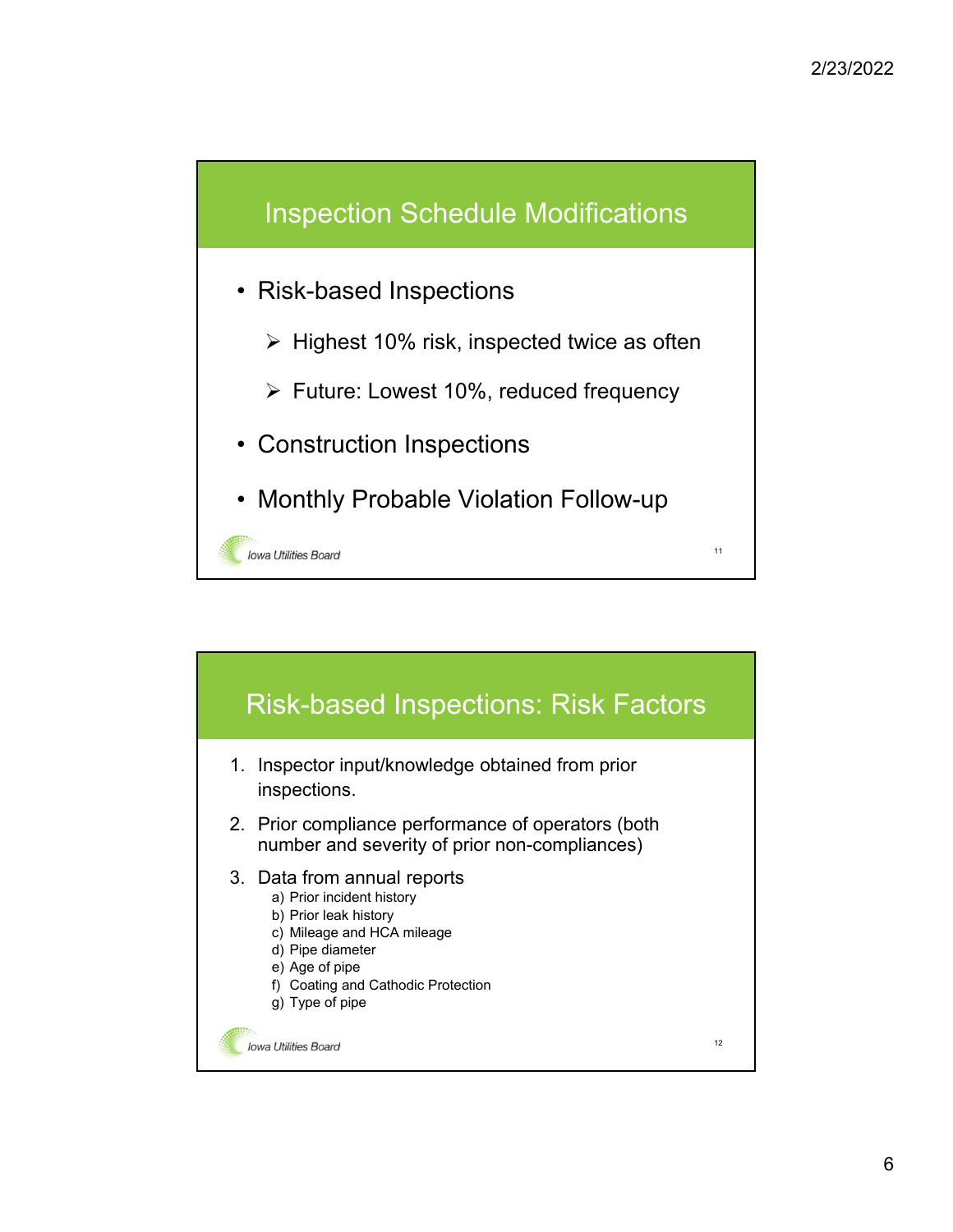## Inspection Schedule Modifications

- Risk-based Inspections
  - Highest 10% risk, inspected twice as often
  - Future: Lowest 10%, reduced frequency
- Construction Inspections
- Monthly Probable Violation Follow-up

Iowa Utilities Board

## Risk-based Inspections: Risk Factors

1. Inspector input/knowledge obtained from prior inspections.
2. Prior compliance performance of operators (both number and severity of prior non-compliances)
3. Data from annual reports
   a) Prior incident history
   b) Prior leak history
   c) Mileage and HCA mileage
   d) Pipe diameter
   e) Age of pipe
   f) Coating and Cathodic Protection
   g) Type of pipe

Iowa Utilities Board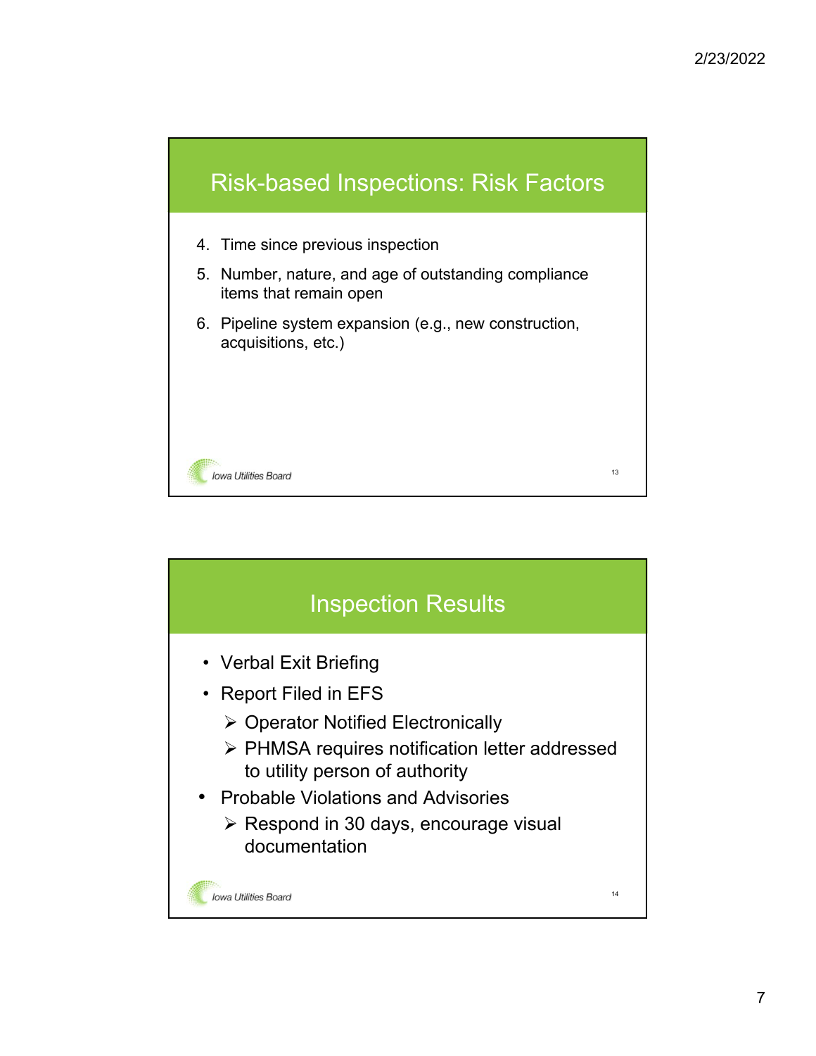## Risk-based Inspections: Risk Factors

4. Time since previous inspection
5. Number, nature, and age of outstanding compliance items that remain open
6. Pipeline system expansion (e.g., new construction, acquisitions, etc.)

## Inspection Results

- Verbal Exit Briefing
- Report Filed in EFS
  - Operator Notified Electronically
  - PHMSA requires notification letter addressed to utility person of authority
- Probable Violations and Advisories
  - Respond in 30 days, encourage visual documentation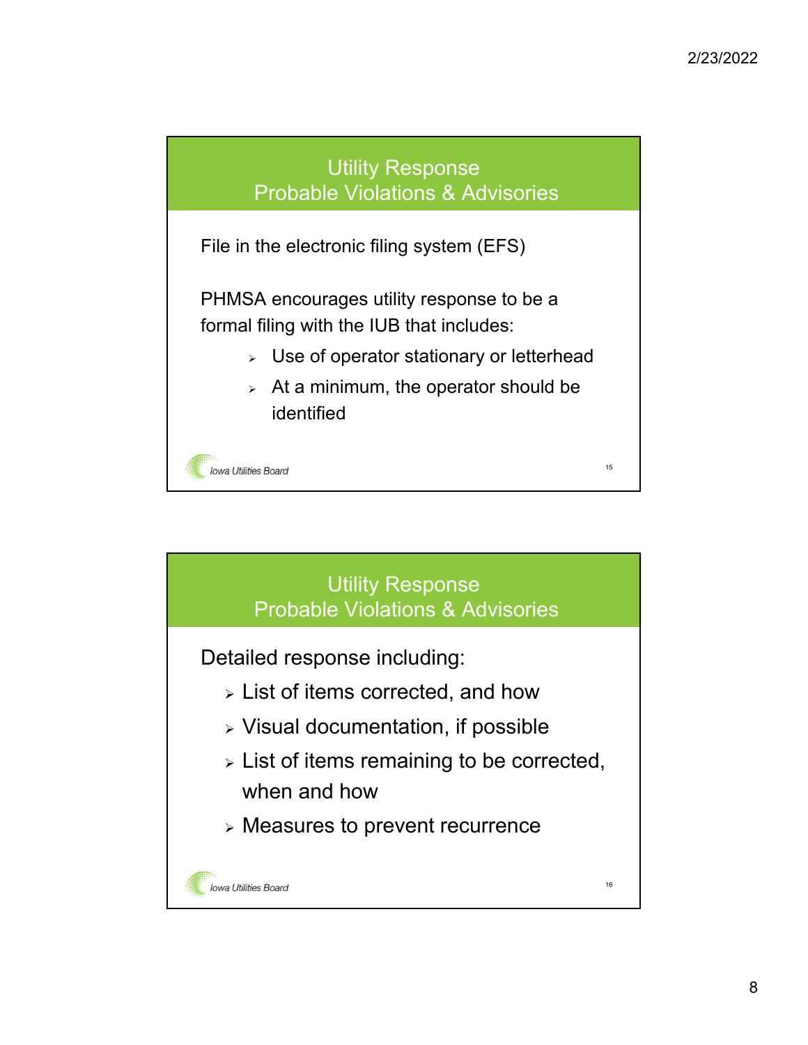## Utility Response
## Probable Violations & Advisories

File in the electronic filing system (EFS)

PHMSA encourages utility response to be a formal filing with the IUB that includes:

- Use of operator stationary or letterhead
- At a minimum, the operator should be identified

Iowa Utilities Board

## Utility Response
## Probable Violations & Advisories

Detailed response including:

- List of items corrected, and how
- Visual documentation, if possible
- List of items remaining to be corrected, when and how
- Measures to prevent recurrence

Iowa Utilities Board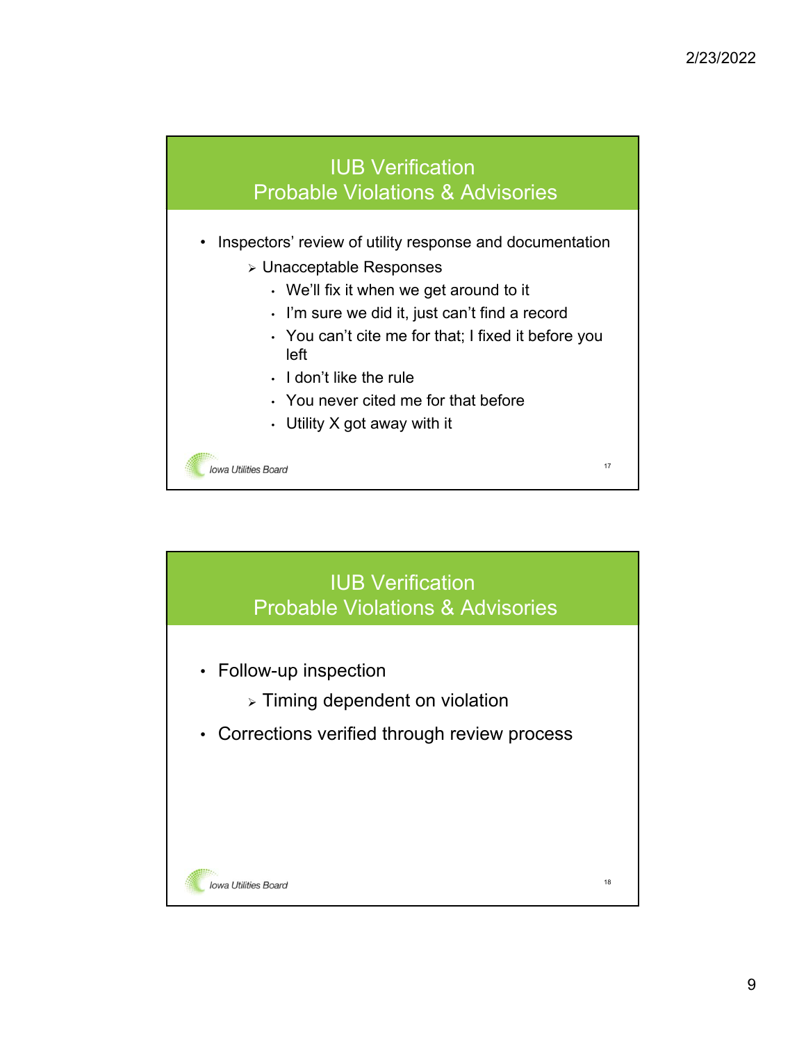## IUB Verification
## Probable Violations & Advisories

- Inspectors' review of utility response and documentation
  - Unacceptable Responses
    - We'll fix it when we get around to it
    - I'm sure we did it, just can't find a record
    - You can't cite me for that; I fixed it before you left
    - I don't like the rule
    - You never cited me for that before
    - Utility X got away with it

Iowa Utilities Board

## IUB Verification
## Probable Violations & Advisories

- Follow-up inspection
  - Timing dependent on violation
- Corrections verified through review process

Iowa Utilities Board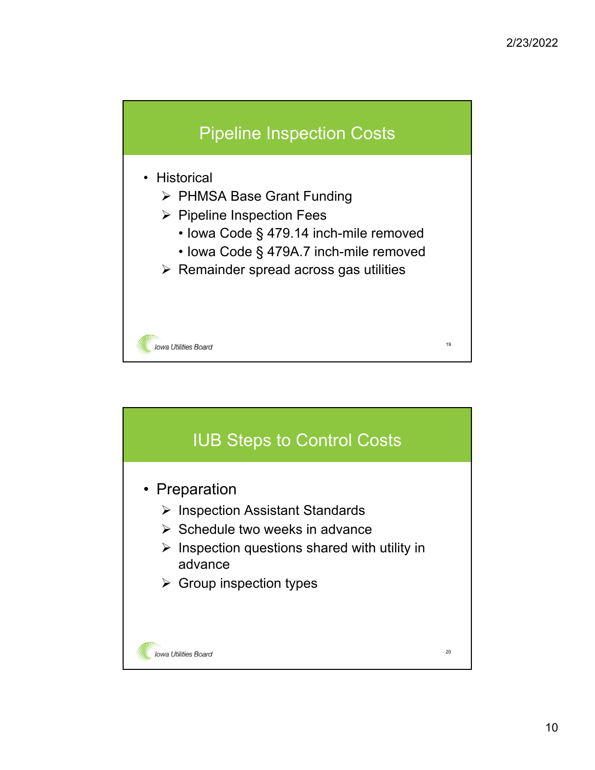## Pipeline Inspection Costs

- Historical
  - PHMSA Base Grant Funding
  - Pipeline Inspection Fees
    - Iowa Code § 479.14 inch-mile removed
    - Iowa Code § 479A.7 inch-mile removed
  - Remainder spread across gas utilities

Iowa Utilities Board

## IUB Steps to Control Costs

- Preparation
  - Inspection Assistant Standards
  - Schedule two weeks in advance
  - Inspection questions shared with utility in advance
  - Group inspection types

Iowa Utilities Board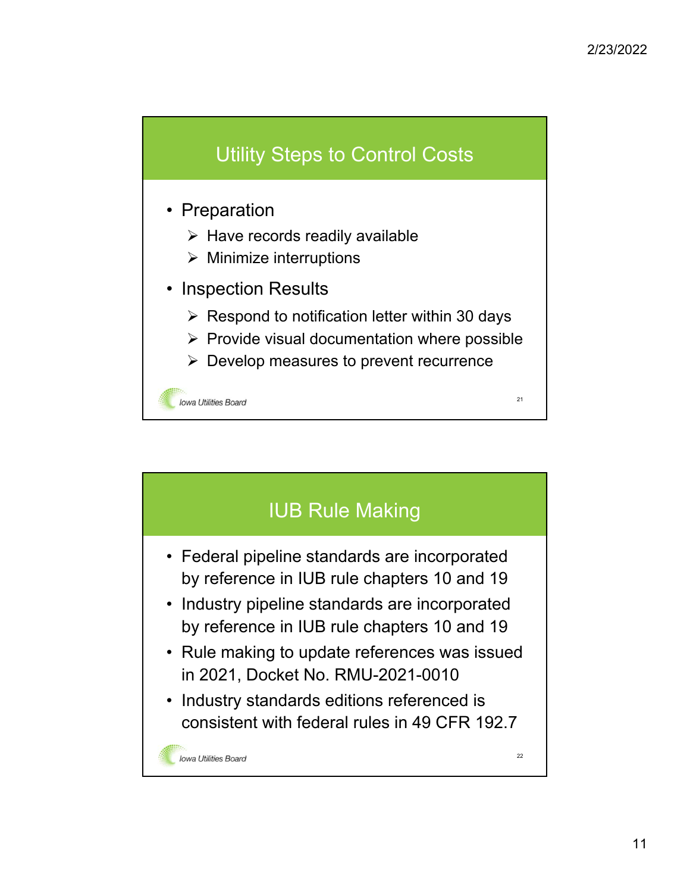## Utility Steps to Control Costs

- Preparation
  - Have records readily available
  - Minimize interruptions
- Inspection Results
  - Respond to notification letter within 30 days
  - Provide visual documentation where possible
  - Develop measures to prevent recurrence

## IUB Rule Making

- Federal pipeline standards are incorporated by reference in IUB rule chapters 10 and 19
- Industry pipeline standards are incorporated by reference in IUB rule chapters 10 and 19
- Rule making to update references was issued in 2021, Docket No. RMU-2021-0010
- Industry standards editions referenced is consistent with federal rules in 49 CFR 192.7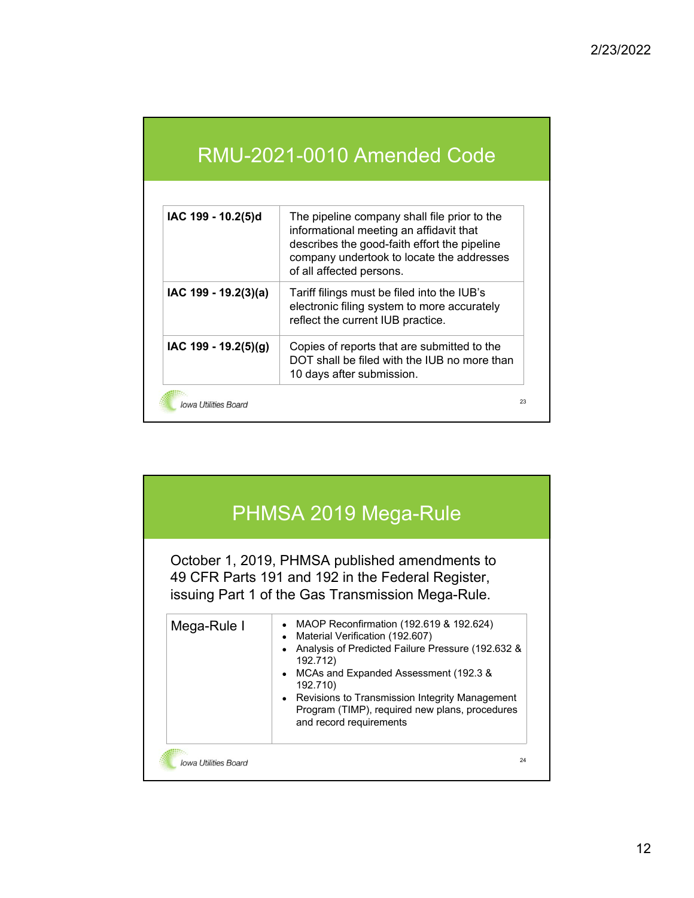## RMU-2021-0010 Amended Code

| | |
|---|---|
| **IAC 199 - 10.2(5)d** | The pipeline company shall file prior to the informational meeting an affidavit that describes the good-faith effort the pipeline company undertook to locate the addresses of all affected persons. |
| **IAC 199 - 19.2(3)(a)** | Tariff filings must be filed into the IUB's electronic filing system to more accurately reflect the current IUB practice. |
| **IAC 199 - 19.2(5)(g)** | Copies of reports that are submitted to the DOT shall be filed with the IUB no more than 10 days after submission. |

## PHMSA 2019 Mega-Rule

October 1, 2019, PHMSA published amendments to 49 CFR Parts 191 and 192 in the Federal Register, issuing Part 1 of the Gas Transmission Mega-Rule.

| | |
|---|---|
| Mega-Rule I | • MAOP Reconfirmation (192.619 & 192.624)<br>• Material Verification (192.607)<br>• Analysis of Predicted Failure Pressure (192.632 & 192.712)<br>• MCAs and Expanded Assessment (192.3 & 192.710)<br>• Revisions to Transmission Integrity Management Program (TIMP), required new plans, procedures and record requirements |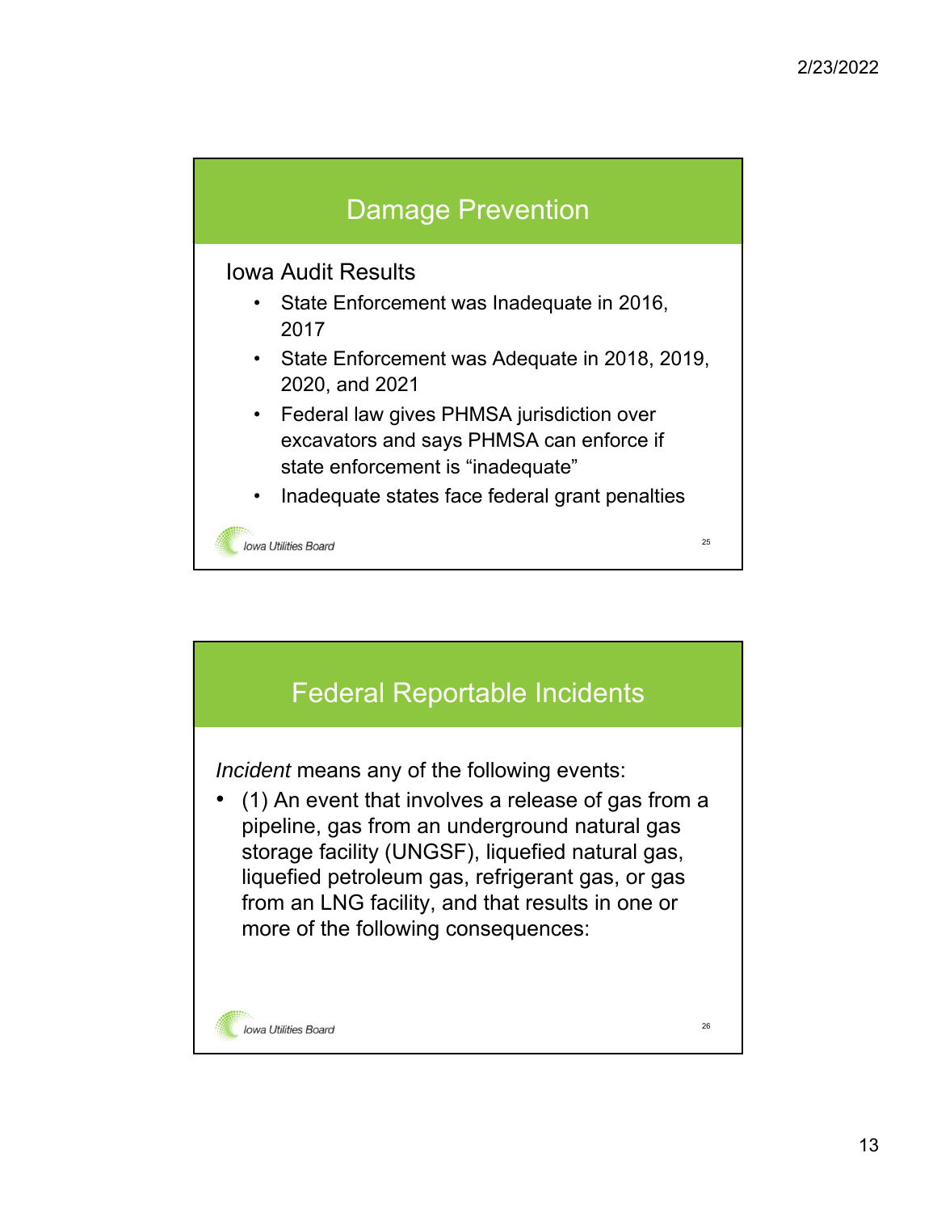## Damage Prevention

Iowa Audit Results

- State Enforcement was Inadequate in 2016, 2017
- State Enforcement was Adequate in 2018, 2019, 2020, and 2021
- Federal law gives PHMSA jurisdiction over excavators and says PHMSA can enforce if state enforcement is "inadequate"
- Inadequate states face federal grant penalties

## Federal Reportable Incidents

*Incident* means any of the following events:

- (1) An event that involves a release of gas from a pipeline, gas from an underground natural gas storage facility (UNGSF), liquefied natural gas, liquefied petroleum gas, refrigerant gas, or gas from an LNG facility, and that results in one or more of the following consequences: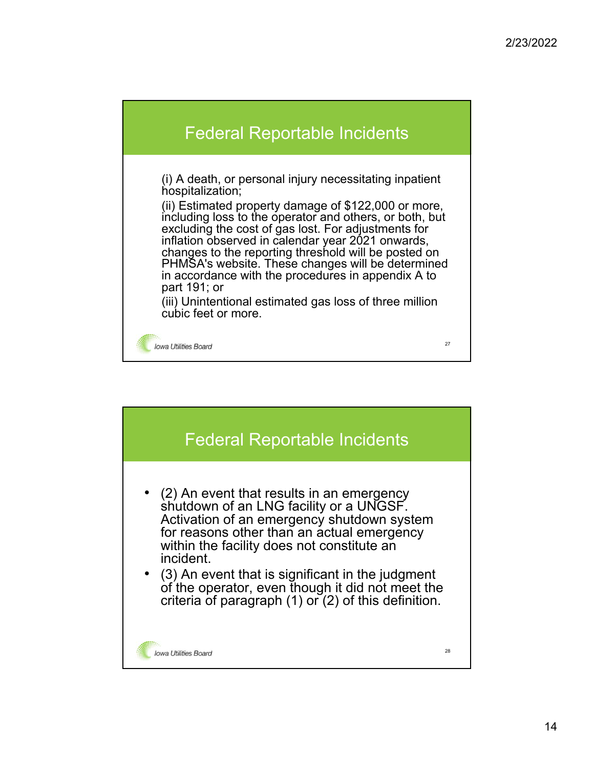## Federal Reportable Incidents

(i) A death, or personal injury necessitating inpatient hospitalization;

(ii) Estimated property damage of $122,000 or more, including loss to the operator and others, or both, but excluding the cost of gas lost. For adjustments for inflation observed in calendar year 2021 onwards, changes to the reporting threshold will be posted on PHMSA's website. These changes will be determined in accordance with the procedures in appendix A to part 191; or

(iii) Unintentional estimated gas loss of three million cubic feet or more.

Iowa Utilities Board

## Federal Reportable Incidents

- (2) An event that results in an emergency shutdown of an LNG facility or a UNGSF. Activation of an emergency shutdown system for reasons other than an actual emergency within the facility does not constitute an incident.
- (3) An event that is significant in the judgment of the operator, even though it did not meet the criteria of paragraph (1) or (2) of this definition.

Iowa Utilities Board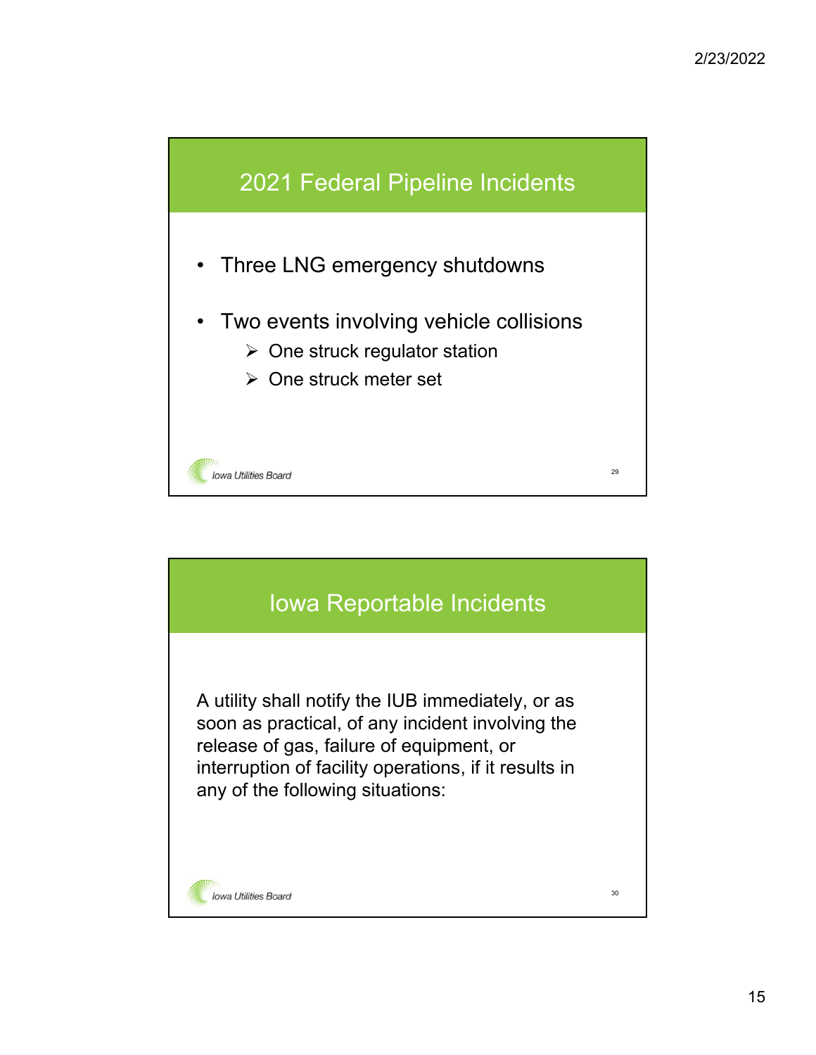## 2021 Federal Pipeline Incidents

- Three LNG emergency shutdowns
- Two events involving vehicle collisions
  - One struck regulator station
  - One struck meter set

Iowa Utilities Board

## Iowa Reportable Incidents

A utility shall notify the IUB immediately, or as soon as practical, of any incident involving the release of gas, failure of equipment, or interruption of facility operations, if it results in any of the following situations:

Iowa Utilities Board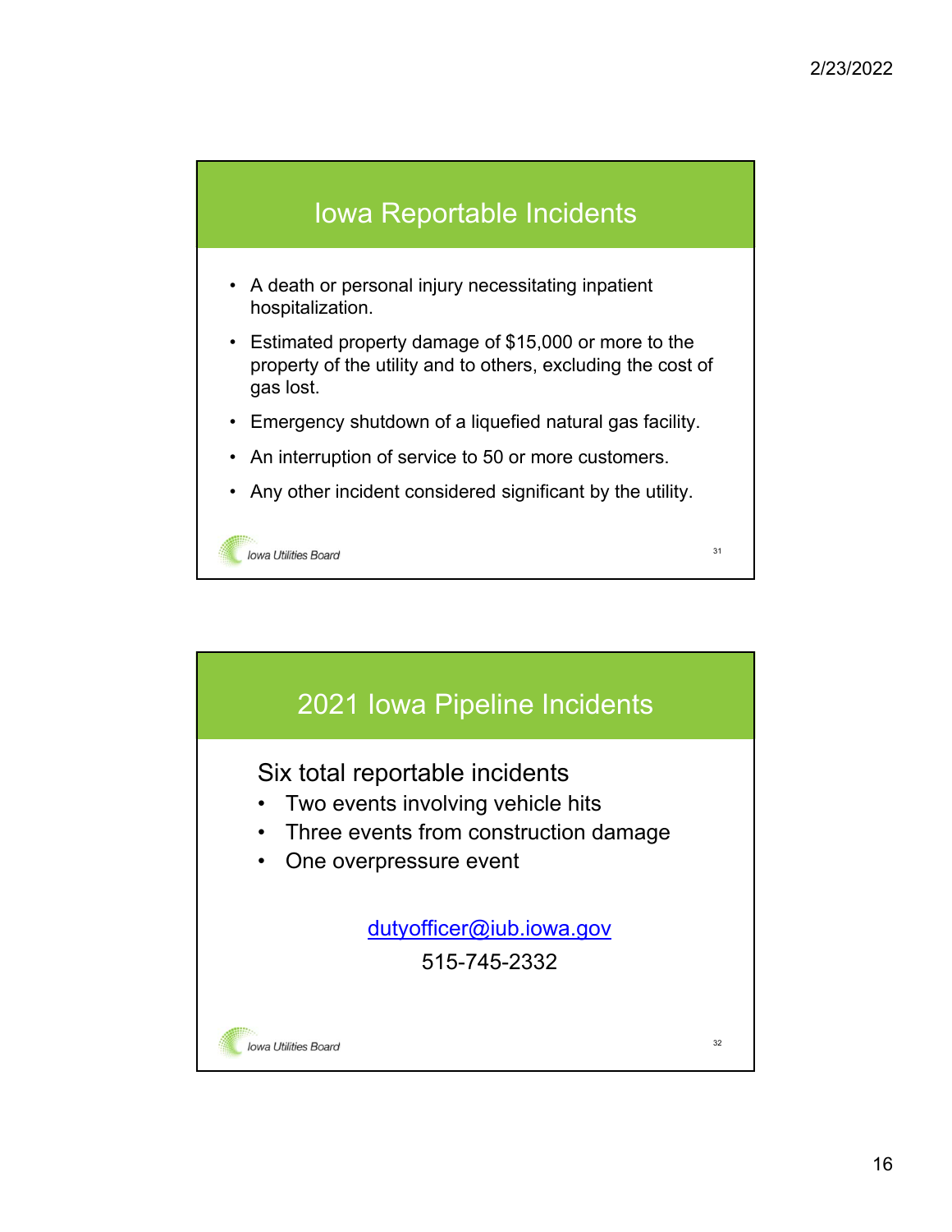## Iowa Reportable Incidents

- A death or personal injury necessitating inpatient hospitalization.
- Estimated property damage of $15,000 or more to the property of the utility and to others, excluding the cost of gas lost.
- Emergency shutdown of a liquefied natural gas facility.
- An interruption of service to 50 or more customers.
- Any other incident considered significant by the utility.

Iowa Utilities Board

## 2021 Iowa Pipeline Incidents

Six total reportable incidents

- Two events involving vehicle hits
- Three events from construction damage
- One overpressure event

dutyofficer@iub.iowa.gov

515-745-2332

Iowa Utilities Board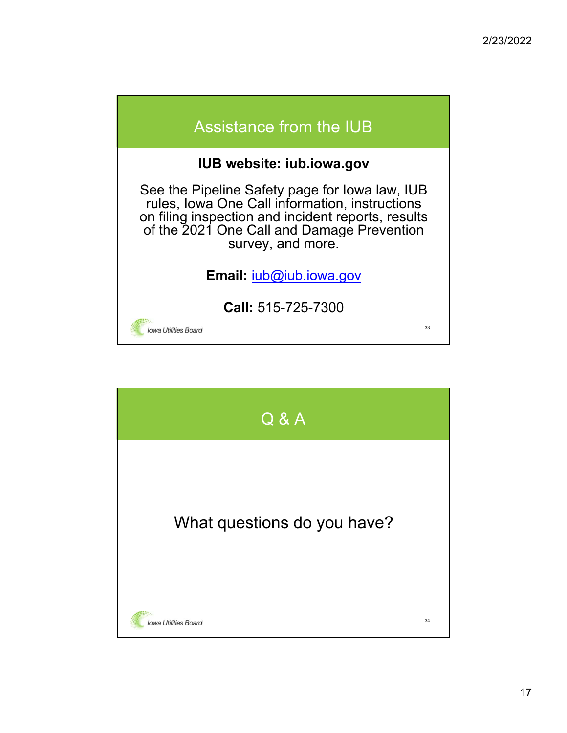## Assistance from the IUB

**IUB website: iub.iowa.gov**

See the Pipeline Safety page for Iowa law, IUB rules, Iowa One Call information, instructions on filing inspection and incident reports, results of the 2021 One Call and Damage Prevention survey, and more.

**Email:** iub@iub.iowa.gov

**Call:** 515-725-7300

Iowa Utilities Board

## Q & A

What questions do you have?

Iowa Utilities Board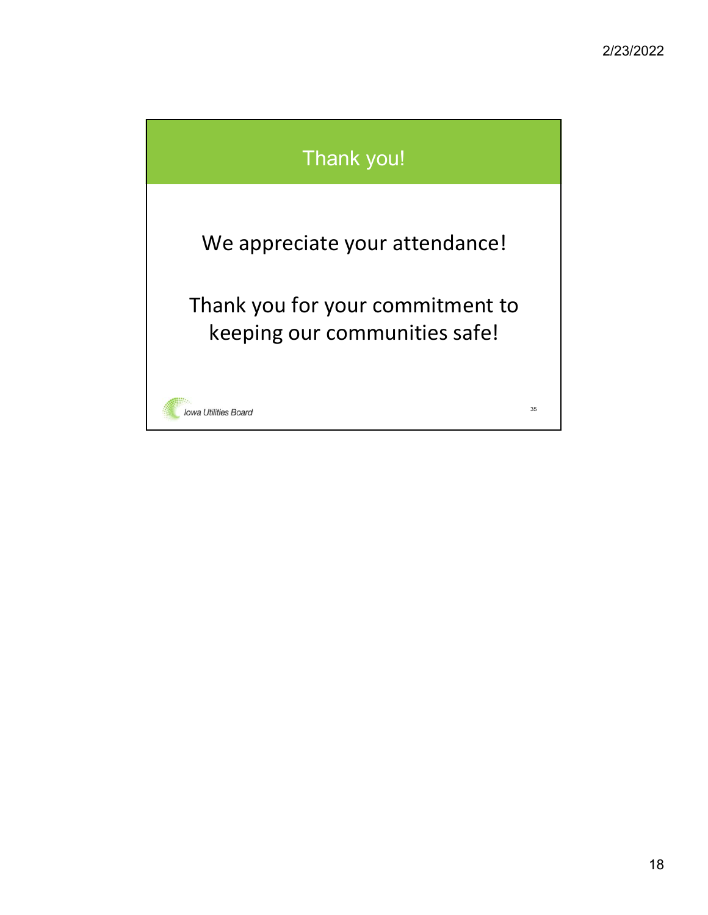# Thank you!

We appreciate your attendance!

Thank you for your commitment to keeping our communities safe!

Iowa Utilities Board